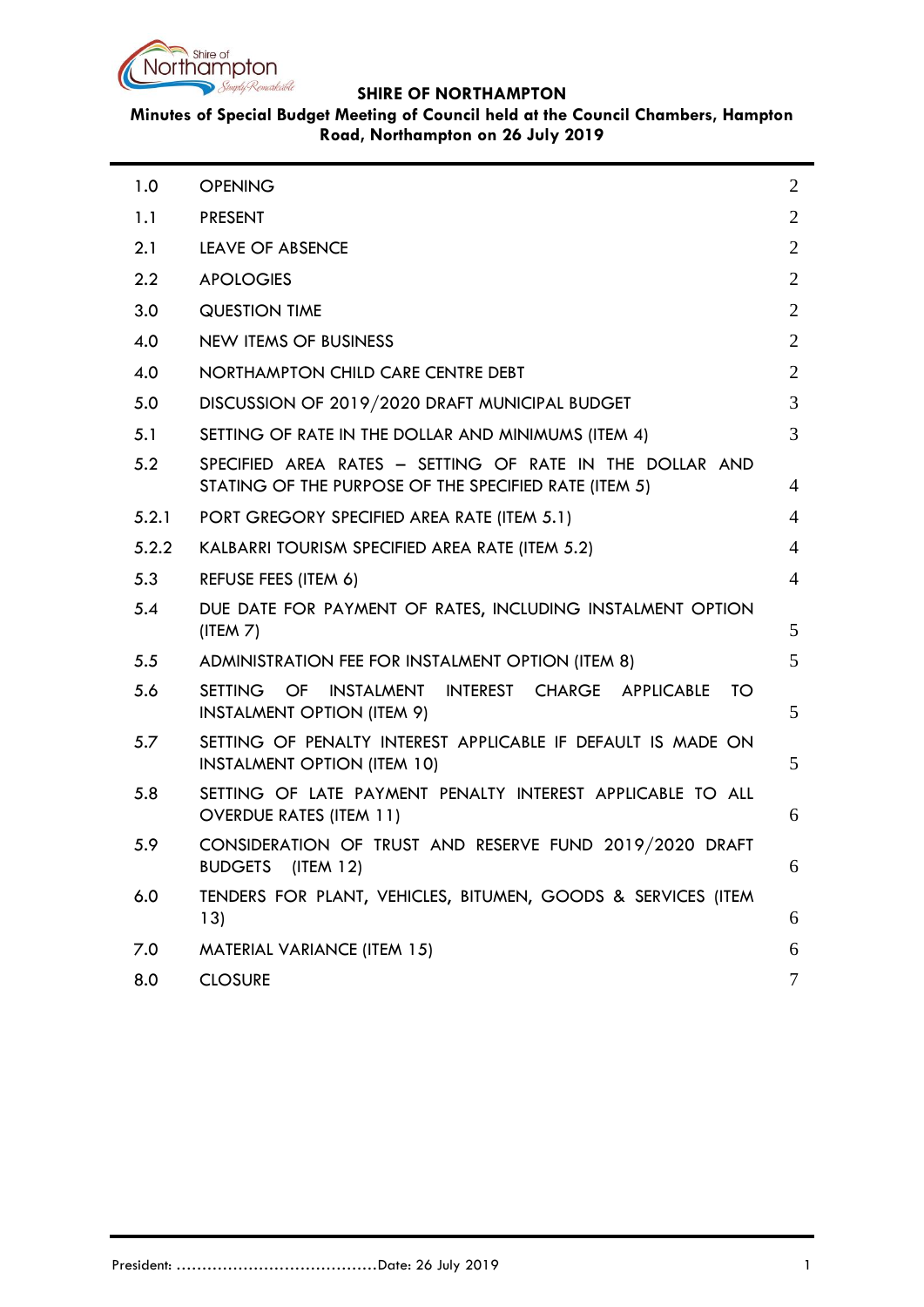# SHIRE OF NORTHAMPTON

**Minutes of Special Budget Meeting of Council held at the Council Chambers, Hampton Road, Northampton on 26 July 2019**

| | | |
|---|---|---|
| 1.0 | OPENING | 2 |
| 1.1 | PRESENT | 2 |
| 2.1 | LEAVE OF ABSENCE | 2 |
| 2.2 | APOLOGIES | 2 |
| 3.0 | QUESTION TIME | 2 |
| 4.0 | NEW ITEMS OF BUSINESS | 2 |
| 4.0 | NORTHAMPTON CHILD CARE CENTRE DEBT | 2 |
| 5.0 | DISCUSSION OF 2019/2020 DRAFT MUNICIPAL BUDGET | 3 |
| 5.1 | SETTING OF RATE IN THE DOLLAR AND MINIMUMS (ITEM 4) | 3 |
| 5.2 | SPECIFIED AREA RATES – SETTING OF RATE IN THE DOLLAR AND STATING OF THE PURPOSE OF THE SPECIFIED RATE (ITEM 5) | 4 |
| 5.2.1 | PORT GREGORY SPECIFIED AREA RATE (ITEM 5.1) | 4 |
| 5.2.2 | KALBARRI TOURISM SPECIFIED AREA RATE (ITEM 5.2) | 4 |
| 5.3 | REFUSE FEES (ITEM 6) | 4 |
| 5.4 | DUE DATE FOR PAYMENT OF RATES, INCLUDING INSTALMENT OPTION (ITEM 7) | 5 |
| 5.5 | ADMINISTRATION FEE FOR INSTALMENT OPTION (ITEM 8) | 5 |
| 5.6 | SETTING OF INSTALMENT INTEREST CHARGE APPLICABLE TO INSTALMENT OPTION (ITEM 9) | 5 |
| 5.7 | SETTING OF PENALTY INTEREST APPLICABLE IF DEFAULT IS MADE ON INSTALMENT OPTION (ITEM 10) | 5 |
| 5.8 | SETTING OF LATE PAYMENT PENALTY INTEREST APPLICABLE TO ALL OVERDUE RATES (ITEM 11) | 6 |
| 5.9 | CONSIDERATION OF TRUST AND RESERVE FUND 2019/2020 DRAFT BUDGETS (ITEM 12) | 6 |
| 6.0 | TENDERS FOR PLANT, VEHICLES, BITUMEN, GOODS & SERVICES (ITEM 13) | 6 |
| 7.0 | MATERIAL VARIANCE (ITEM 15) | 6 |
| 8.0 | CLOSURE | 7 |

President: ……………………………….Date: 26 July 2019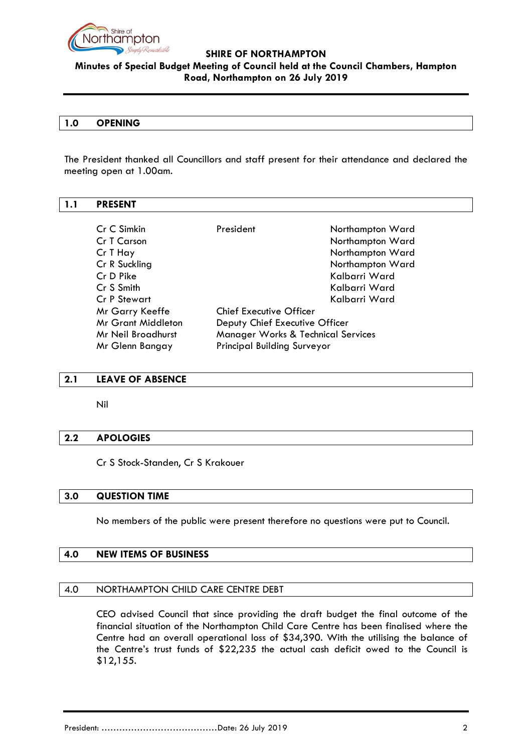**SHIRE OF NORTHAMPTON**

**Minutes of Special Budget Meeting of Council held at the Council Chambers, Hampton Road, Northampton on 26 July 2019**

## 1.0 OPENING

The President thanked all Councillors and staff present for their attendance and declared the meeting open at 1.00am.

## 1.1 PRESENT

| | | |
|---|---|---|
| Cr C Simkin | President | Northampton Ward |
| Cr T Carson | | Northampton Ward |
| Cr T Hay | | Northampton Ward |
| Cr R Suckling | | Northampton Ward |
| Cr D Pike | | Kalbarri Ward |
| Cr S Smith | | Kalbarri Ward |
| Cr P Stewart | | Kalbarri Ward |
| Mr Garry Keeffe | Chief Executive Officer | |
| Mr Grant Middleton | Deputy Chief Executive Officer | |
| Mr Neil Broadhurst | Manager Works & Technical Services | |
| Mr Glenn Bangay | Principal Building Surveyor | |

## 2.1 LEAVE OF ABSENCE

Nil

## 2.2 APOLOGIES

Cr S Stock-Standen, Cr S Krakouer

## 3.0 QUESTION TIME

No members of the public were present therefore no questions were put to Council.

## 4.0 NEW ITEMS OF BUSINESS

## 4.0 NORTHAMPTON CHILD CARE CENTRE DEBT

CEO advised Council that since providing the draft budget the final outcome of the financial situation of the Northampton Child Care Centre has been finalised where the Centre had an overall operational loss of $34,390. With the utilising the balance of the Centre's trust funds of $22,235 the actual cash deficit owed to the Council is $12,155.

President: ……………………………….Date: 26 July 2019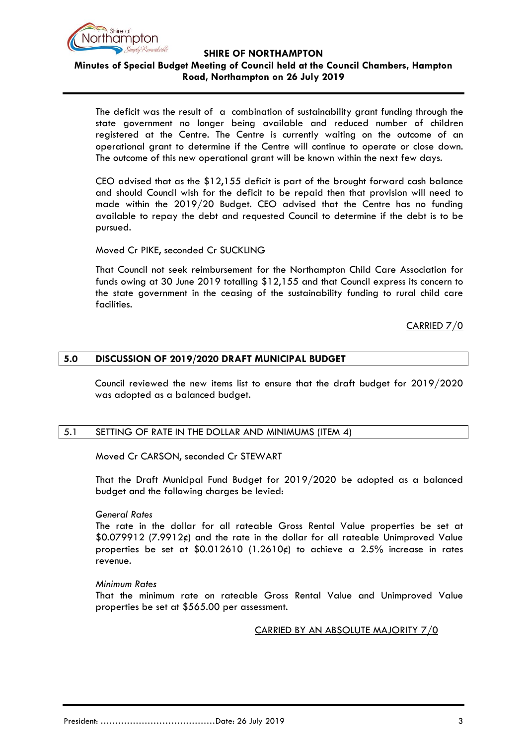The deficit was the result of a combination of sustainability grant funding through the state government no longer being available and reduced number of children registered at the Centre. The Centre is currently waiting on the outcome of an operational grant to determine if the Centre will continue to operate or close down. The outcome of this new operational grant will be known within the next few days.

CEO advised that as the $12,155 deficit is part of the brought forward cash balance and should Council wish for the deficit to be repaid then that provision will need to made within the 2019/20 Budget. CEO advised that the Centre has no funding available to repay the debt and requested Council to determine if the debt is to be pursued.

Moved Cr PIKE, seconded Cr SUCKLING

That Council not seek reimbursement for the Northampton Child Care Association for funds owing at 30 June 2019 totalling $12,155 and that Council express its concern to the state government in the ceasing of the sustainability funding to rural child care facilities.

<u>CARRIED 7/0</u>

## 5.0 DISCUSSION OF 2019/2020 DRAFT MUNICIPAL BUDGET

Council reviewed the new items list to ensure that the draft budget for 2019/2020 was adopted as a balanced budget.

### 5.1 SETTING OF RATE IN THE DOLLAR AND MINIMUMS (ITEM 4)

Moved Cr CARSON, seconded Cr STEWART

That the Draft Municipal Fund Budget for 2019/2020 be adopted as a balanced budget and the following charges be levied:

*General Rates*
The rate in the dollar for all rateable Gross Rental Value properties be set at $0.079912 (7.9912¢) and the rate in the dollar for all rateable Unimproved Value properties be set at $0.012610 (1.2610¢) to achieve a 2.5% increase in rates revenue.

*Minimum Rates*
That the minimum rate on rateable Gross Rental Value and Unimproved Value properties be set at $565.00 per assessment.

<u>CARRIED BY AN ABSOLUTE MAJORITY 7/0</u>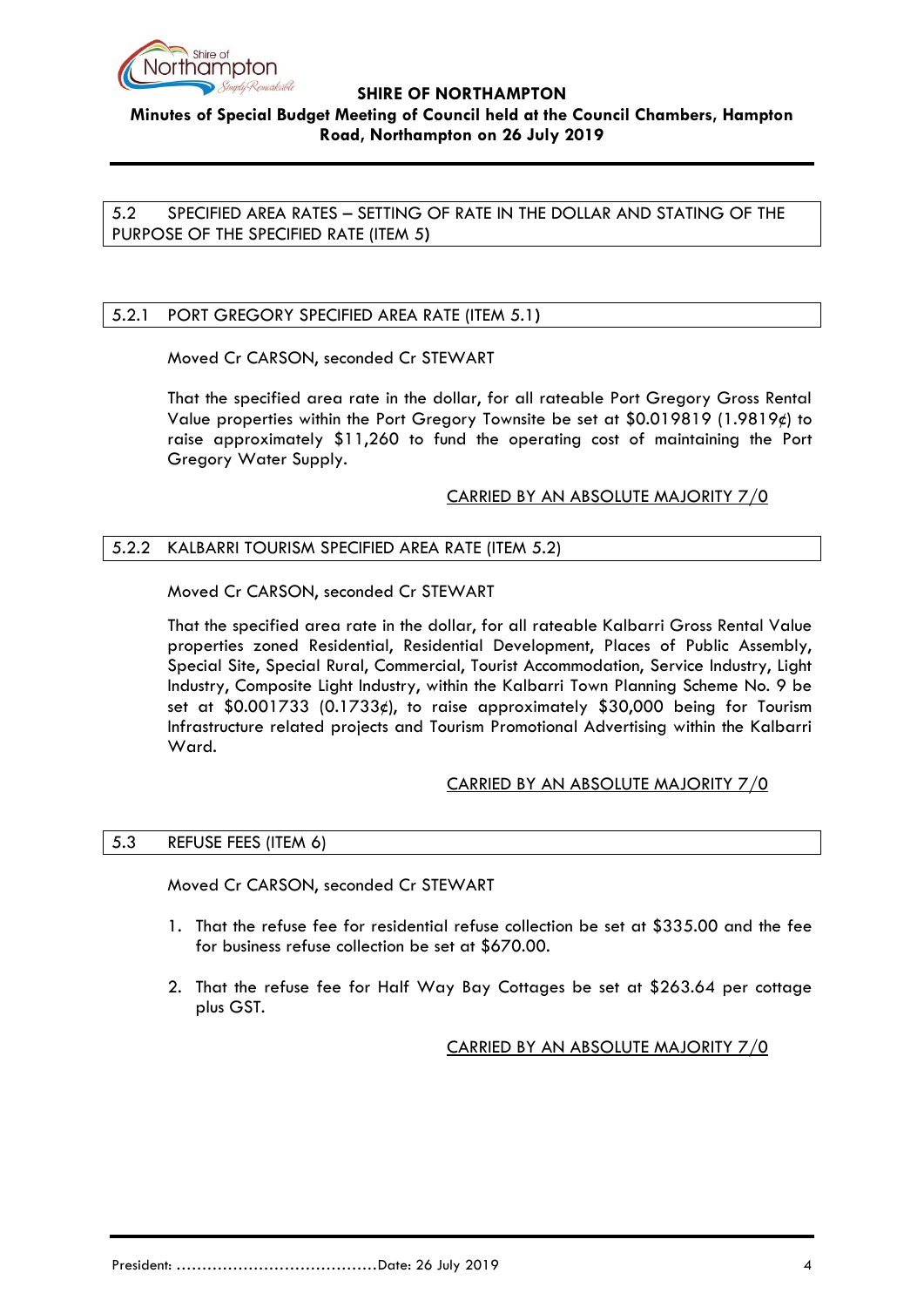## 5.2 SPECIFIED AREA RATES – SETTING OF RATE IN THE DOLLAR AND STATING OF THE PURPOSE OF THE SPECIFIED RATE (ITEM 5)

### 5.2.1 PORT GREGORY SPECIFIED AREA RATE (ITEM 5.1)

Moved Cr CARSON, seconded Cr STEWART

That the specified area rate in the dollar, for all rateable Port Gregory Gross Rental Value properties within the Port Gregory Townsite be set at $0.019819 (1.9819¢) to raise approximately $11,260 to fund the operating cost of maintaining the Port Gregory Water Supply.

CARRIED BY AN ABSOLUTE MAJORITY 7/0

### 5.2.2 KALBARRI TOURISM SPECIFIED AREA RATE (ITEM 5.2)

Moved Cr CARSON, seconded Cr STEWART

That the specified area rate in the dollar, for all rateable Kalbarri Gross Rental Value properties zoned Residential, Residential Development, Places of Public Assembly, Special Site, Special Rural, Commercial, Tourist Accommodation, Service Industry, Light Industry, Composite Light Industry, within the Kalbarri Town Planning Scheme No. 9 be set at $0.001733 (0.1733¢), to raise approximately $30,000 being for Tourism Infrastructure related projects and Tourism Promotional Advertising within the Kalbarri Ward.

CARRIED BY AN ABSOLUTE MAJORITY 7/0

## 5.3 REFUSE FEES (ITEM 6)

Moved Cr CARSON, seconded Cr STEWART

1. That the refuse fee for residential refuse collection be set at $335.00 and the fee for business refuse collection be set at $670.00.

2. That the refuse fee for Half Way Bay Cottages be set at $263.64 per cottage plus GST.

CARRIED BY AN ABSOLUTE MAJORITY 7/0

President: ......................................Date: 26 July 2019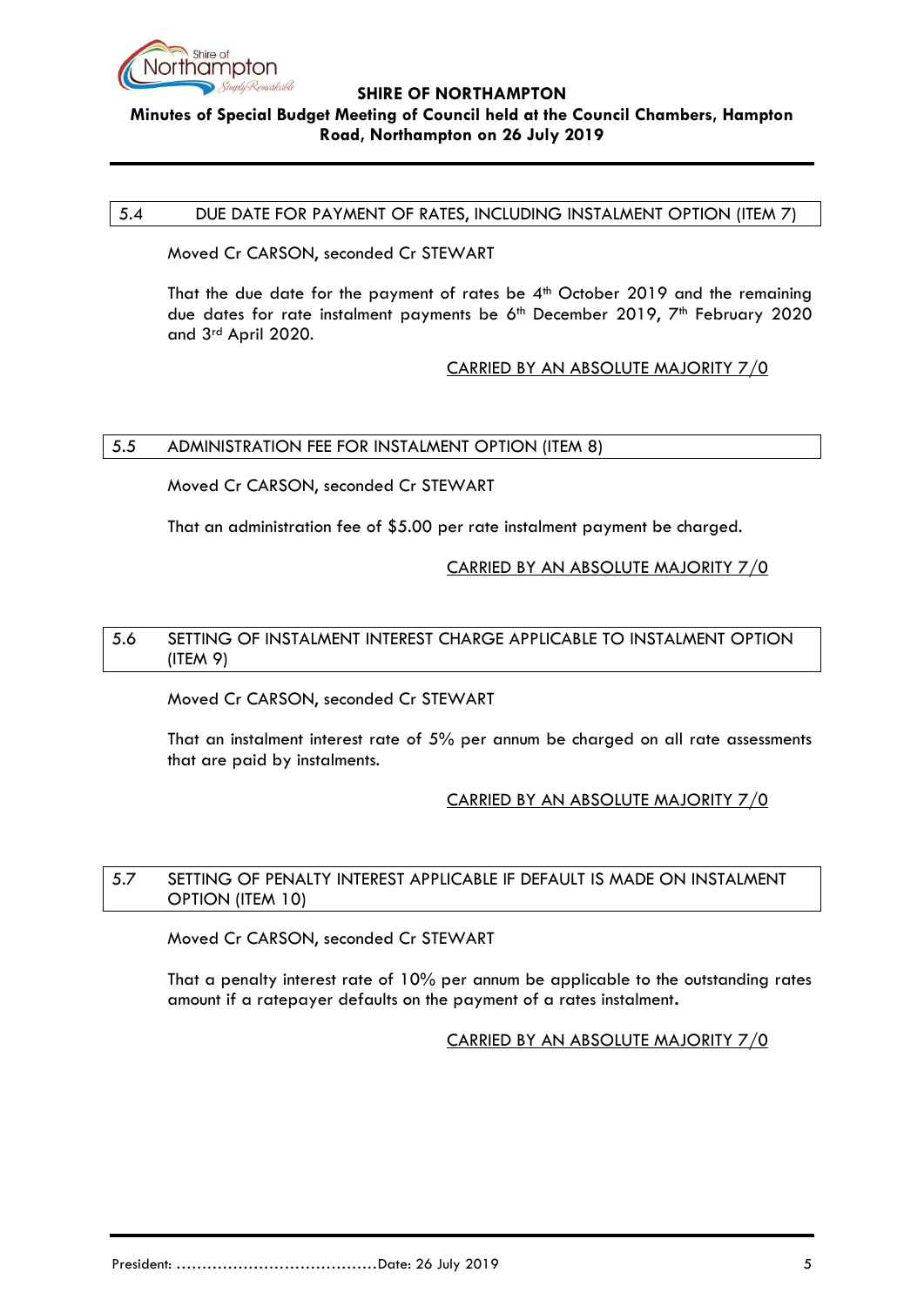## 5.4 DUE DATE FOR PAYMENT OF RATES, INCLUDING INSTALMENT OPTION (ITEM 7)

Moved Cr CARSON, seconded Cr STEWART

That the due date for the payment of rates be 4th October 2019 and the remaining due dates for rate instalment payments be 6th December 2019, 7th February 2020 and 3rd April 2020.

CARRIED BY AN ABSOLUTE MAJORITY 7/0

## 5.5 ADMINISTRATION FEE FOR INSTALMENT OPTION (ITEM 8)

Moved Cr CARSON, seconded Cr STEWART

That an administration fee of $5.00 per rate instalment payment be charged.

CARRIED BY AN ABSOLUTE MAJORITY 7/0

## 5.6 SETTING OF INSTALMENT INTEREST CHARGE APPLICABLE TO INSTALMENT OPTION (ITEM 9)

Moved Cr CARSON, seconded Cr STEWART

That an instalment interest rate of 5% per annum be charged on all rate assessments that are paid by instalments.

CARRIED BY AN ABSOLUTE MAJORITY 7/0

## 5.7 SETTING OF PENALTY INTEREST APPLICABLE IF DEFAULT IS MADE ON INSTALMENT OPTION (ITEM 10)

Moved Cr CARSON, seconded Cr STEWART

That a penalty interest rate of 10% per annum be applicable to the outstanding rates amount if a ratepayer defaults on the payment of a rates instalment.

CARRIED BY AN ABSOLUTE MAJORITY 7/0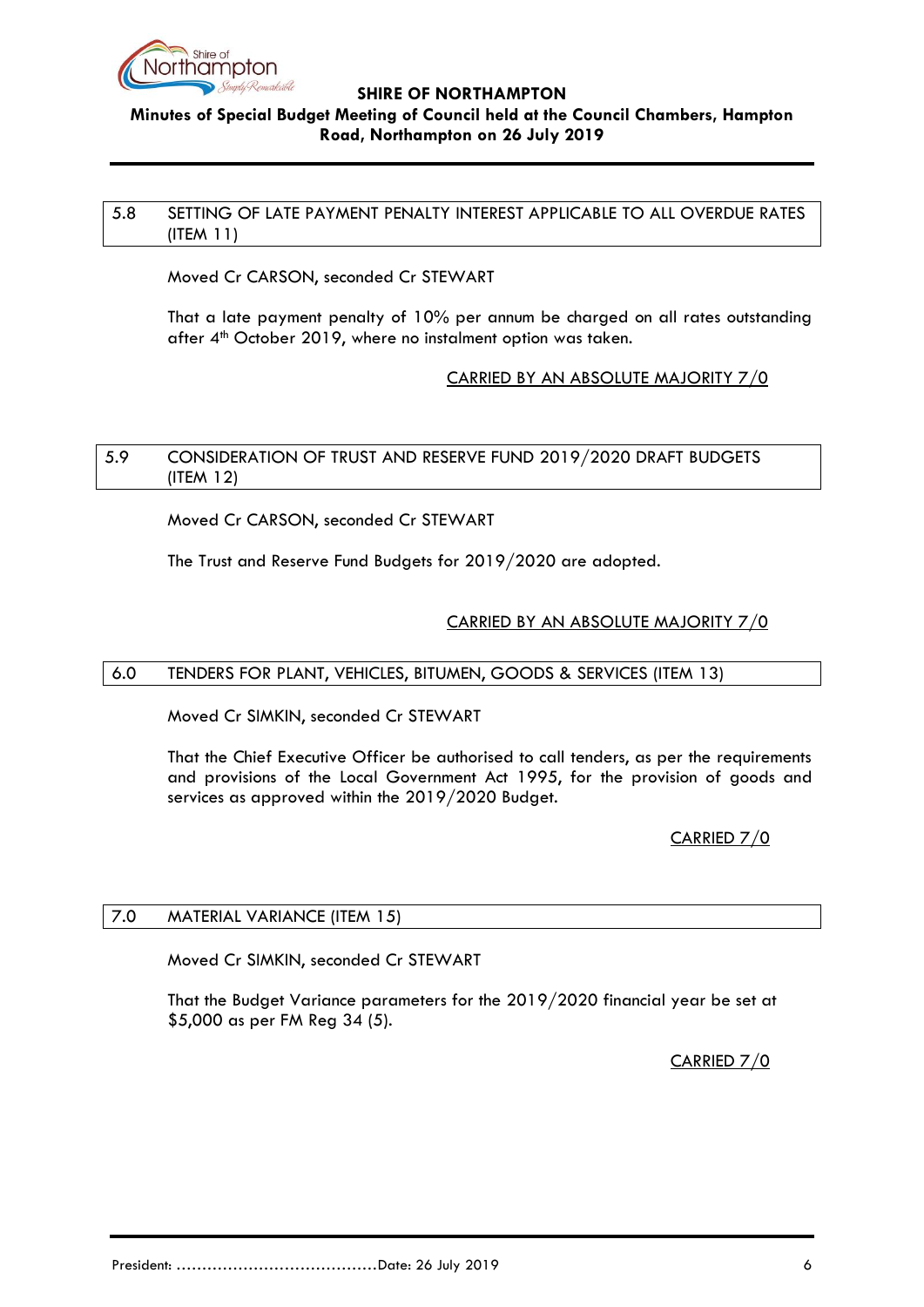## 5.8 SETTING OF LATE PAYMENT PENALTY INTEREST APPLICABLE TO ALL OVERDUE RATES (ITEM 11)

Moved Cr CARSON, seconded Cr STEWART

That a late payment penalty of 10% per annum be charged on all rates outstanding after 4th October 2019, where no instalment option was taken.

CARRIED BY AN ABSOLUTE MAJORITY 7/0

## 5.9 CONSIDERATION OF TRUST AND RESERVE FUND 2019/2020 DRAFT BUDGETS (ITEM 12)

Moved Cr CARSON, seconded Cr STEWART

The Trust and Reserve Fund Budgets for 2019/2020 are adopted.

CARRIED BY AN ABSOLUTE MAJORITY 7/0

## 6.0 TENDERS FOR PLANT, VEHICLES, BITUMEN, GOODS & SERVICES (ITEM 13)

Moved Cr SIMKIN, seconded Cr STEWART

That the Chief Executive Officer be authorised to call tenders, as per the requirements and provisions of the Local Government Act 1995, for the provision of goods and services as approved within the 2019/2020 Budget.

CARRIED 7/0

## 7.0 MATERIAL VARIANCE (ITEM 15)

Moved Cr SIMKIN, seconded Cr STEWART

That the Budget Variance parameters for the 2019/2020 financial year be set at $5,000 as per FM Reg 34 (5).

CARRIED 7/0

President: ………………………………….Date: 26 July 2019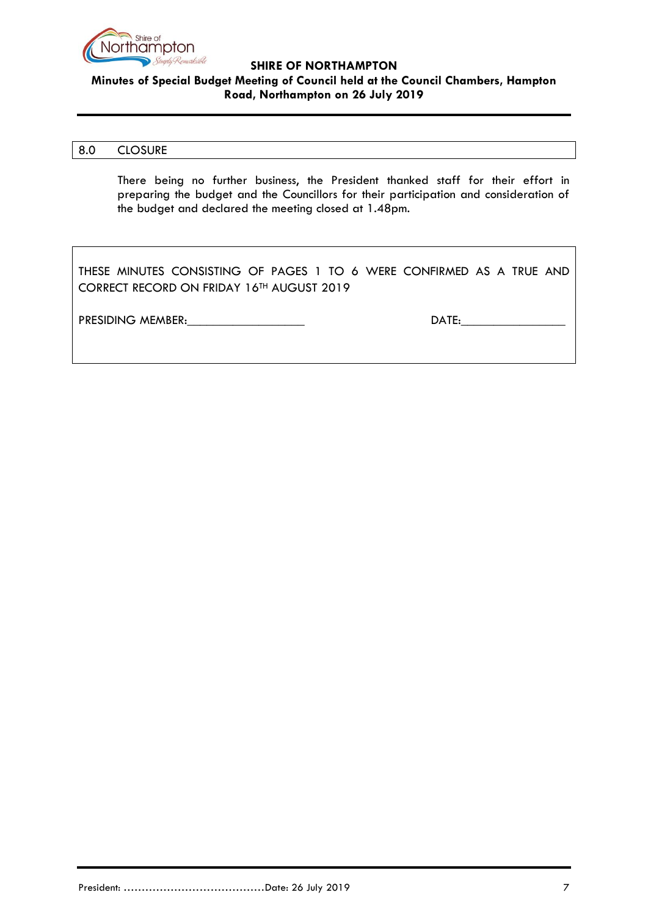## 8.0 CLOSURE

There being no further business, the President thanked staff for their effort in preparing the budget and the Councillors for their participation and consideration of the budget and declared the meeting closed at 1.48pm.

THESE MINUTES CONSISTING OF PAGES 1 TO 6 WERE CONFIRMED AS A TRUE AND CORRECT RECORD ON FRIDAY 16TH AUGUST 2019

PRESIDING MEMBER:___________________ DATE:_________________